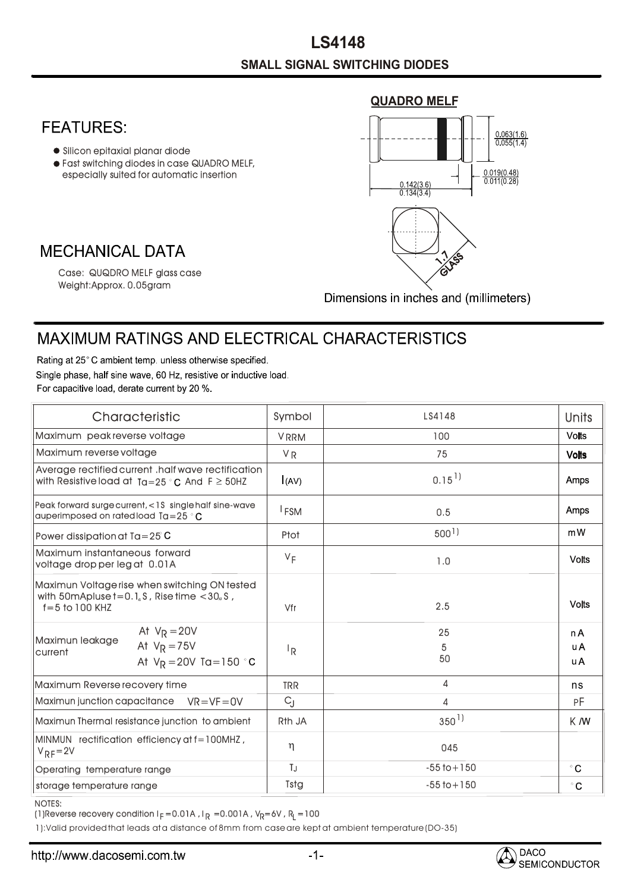# LS4148

## SMALL SIGNAL SWITCHING DIODES

## FEATURES:

- Silicon epitaxial planar diode
- Fast switching diodes in case QUADRO MELF, especially suited for automatic insertion

## MECHANICAL DATA

Case: QUQDRO MELF glass case
Weight:Approx. 0.05gram

**QUADRO MELF**

0.063(1.6)
0.055(1.4)

0.019(0.48)
0.011(0.28)

0.142(3.6)
0.134(3.4)

1.7
GLASS

Dimensions in inches and (millimeters)

## MAXIMUM RATINGS AND ELECTRICAL CHARACTERISTICS

Rating at 25°C ambient temp. unless otherwise specified.
Single phase, half sine wave, 60 Hz, resistive or inductive load.
For capacitive load, derate current by 20 %.

| Characteristic | | Symbol | LS4148 | Units |
|---|---|---|---|---|
| Maximum peak reverse voltage | | $V_{RRM}$ | 100 | Volts |
| Maximum reverse voltage | | $V_R$ | 75 | Volts |
| Average rectified current .half wave rectification with Resistive load at Ta=25°C And F ≥ 50HZ | | $I_{(AV)}$ | 0.15 1) | Amps |
| Peak forward surge current, <1S single half sine-wave auperimposed on rated load Ta=25°C | | $I_{FSM}$ | 0.5 | Amps |
| Power dissipation at Ta=25°C | | Ptot | 500 1) | mW |
| Maximum instantaneous forward voltage drop per leg at 0.01A | | $V_F$ | 1.0 | Volts |
| Maximun Voltage rise when switching ON tested with 50mApluse t=0.1μS, Rise time <30μS, f=5 to 100 KHZ | | Vfr | 2.5 | Volts |
| Maximun leakage current | At $V_R$=20V | $I_R$ | 25 | nA |
| | At $V_R$=75V | | 5 | uA |
| | At $V_R$=20V Ta=150°C | | 50 | uA |
| Maximum Reverse recovery time | | TRR | 4 | ns |
| Maximun junction capacitance VR=VF=0V | | $C_J$ | 4 | PF |
| Maximun Thermal resistance junction to ambient | | Rth JA | 350 1) | K/W |
| MINMUN rectification efficiency at f=100MHZ, $V_{RF}$=2V | | η | 045 | |
| Operating temperature range | | $T_J$ | -55 to+150 | °C |
| storage temperature range | | Tstg | -55 to+150 | °C |

NOTES:
(1)Reverse recovery condition $I_F$=0.01A, $I_R$=0.001A, $V_R$=6V, $R_L$=100
1):Valid provided that leads at a distance of 8mm from case are kept at ambient temperature(DO-35)

http://www.dacosemi.com.tw

DACO SEMICONDUCTOR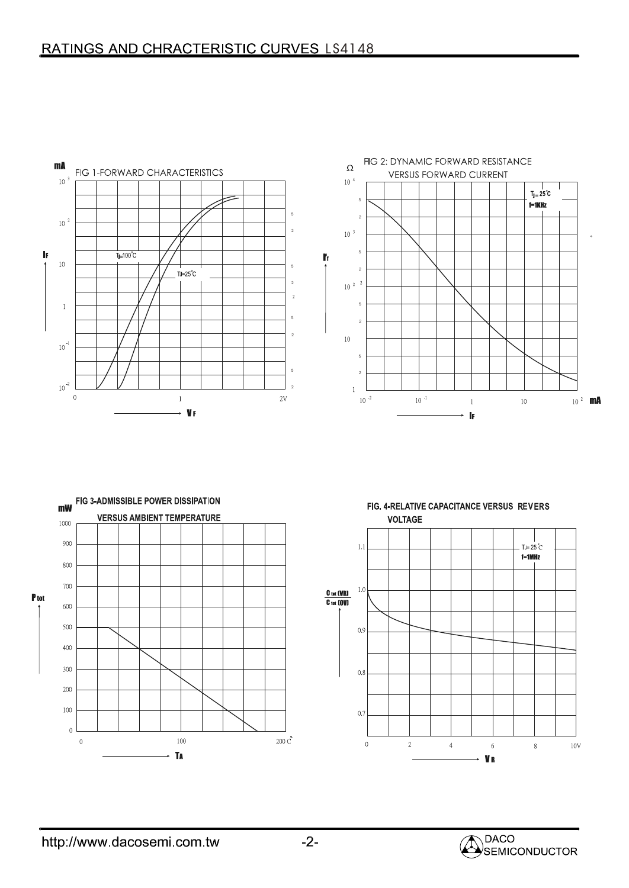# RATINGS AND CHRACTERISTIC CURVES LS4148

FIG 1-FORWARD CHARACTERISTICS

mA

$10^3$

$10^2$

10

1

$10^{-1}$

$10^{-2}$

$I_F$

$T_J$=100°C

$T_J$=25°C

0 1 2V

$V_F$

FIG 2: DYNAMIC FORWARD RESISTANCE VERSUS FORWARD CURRENT

Ω

$10^4$

$10^3$

$10^2$

10

1

$r_f$

$T_J$ = 25°C
f=1KHz

$10^{-2}$ $10^{-1}$ 1 10 $10^2$ mA

$I_F$

FIG 3-ADMISSIBLE POWER DISSIPATION VERSUS AMBIENT TEMPERATURE

mW

1000 900 800 700 600 500 400 300 200 100 0

$P_{tot}$

0 100 200 C°

$T_A$

FIG. 4-RELATIVE CAPACITANCE VERSUS REVERS VOLTAGE

1.1 1.0 0.9 0.8 0.7

$\frac{C_{tot}(V_R)}{C_{tot}(0V)}$

$T_J$= 25°C
f=1MHz

0 2 4 6 8 10V

$V_R$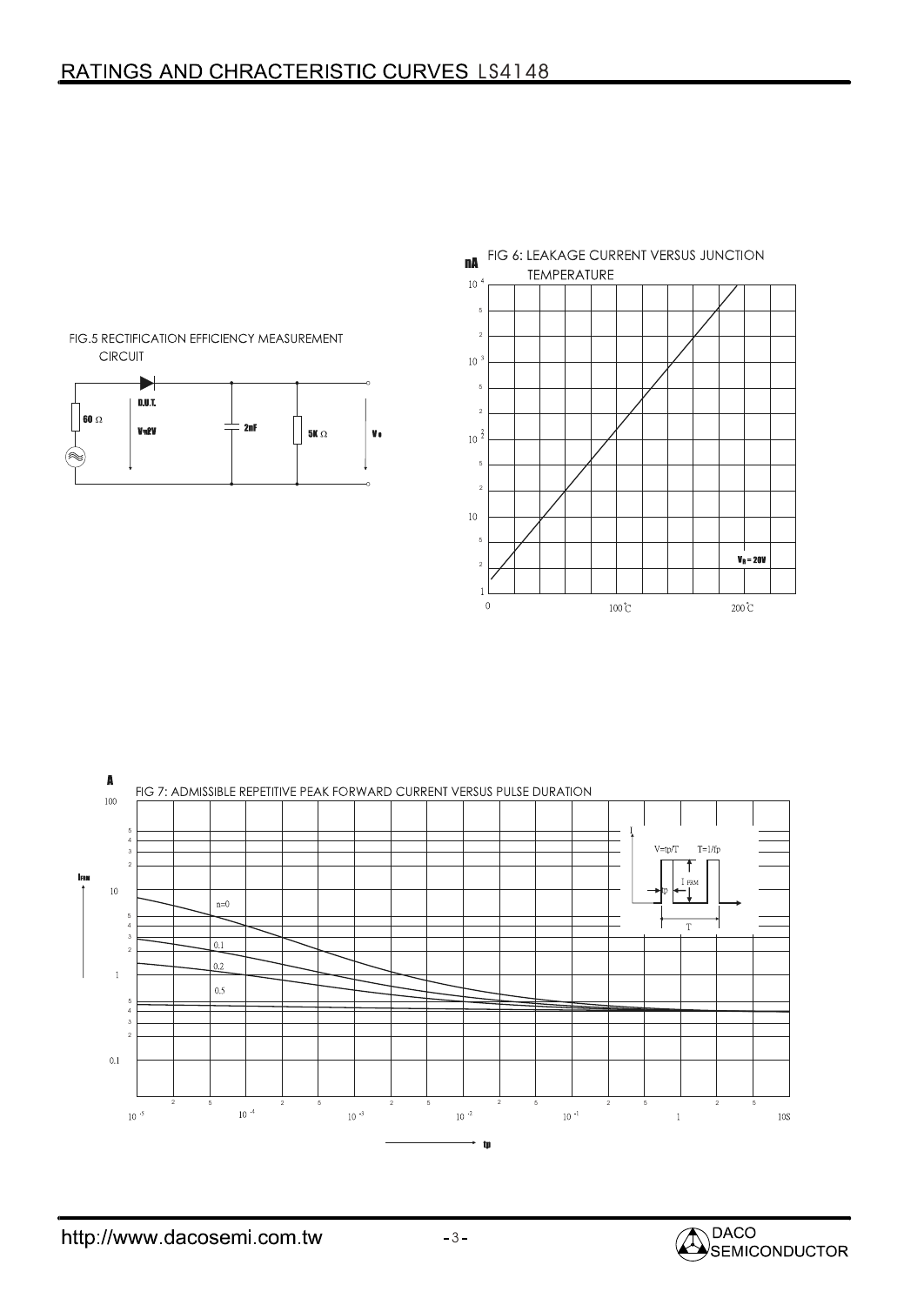## RATINGS AND CHRACTERISTIC CURVES LS4148

FIG.5 RECTIFICATION EFFICIENCY MEASUREMENT CIRCUIT

60 Ω

D.U.T.

V=2V

2nF

5K Ω

Vo

FIG 6: LEAKAGE CURRENT VERSUS JUNCTION TEMPERATURE

nA

$10^4$

5

2

$10^3$

5

2

$10^2$

5

2

10

5

2

1

0

100°C

200°C

$V_R$ = 20V

FIG 7: ADMISSIBLE REPETITIVE PEAK FORWARD CURRENT VERSUS PULSE DURATION

A

100

$I_{FRM}$

10

1

0.1

n=0

0.1

0.2

0.5

$10^{-5}$ 2 5 $10^{-4}$ 2 5 $10^{-3}$ 2 5 $10^{-2}$ 2 5 $10^{-1}$ 2 5 1 2 5 10S

tp

I

V=tp/T T=1/fp

$I_{FRM}$

tp

T